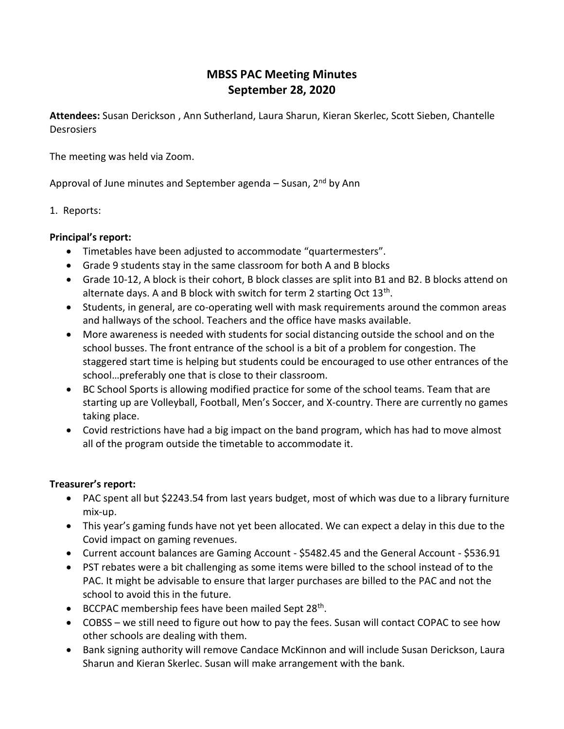# MBSS PAC Meeting Minutes
# September 28, 2020

**Attendees:** Susan Derickson , Ann Sutherland, Laura Sharun, Kieran Skerlec, Scott Sieben, Chantelle Desrosiers

The meeting was held via Zoom.

Approval of June minutes and September agenda – Susan, 2nd by Ann

1. Reports:

**Principal's report:**

- Timetables have been adjusted to accommodate "quartermesters".
- Grade 9 students stay in the same classroom for both A and B blocks
- Grade 10-12, A block is their cohort, B block classes are split into B1 and B2. B blocks attend on alternate days. A and B block with switch for term 2 starting Oct 13th.
- Students, in general, are co-operating well with mask requirements around the common areas and hallways of the school. Teachers and the office have masks available.
- More awareness is needed with students for social distancing outside the school and on the school busses. The front entrance of the school is a bit of a problem for congestion. The staggered start time is helping but students could be encouraged to use other entrances of the school…preferably one that is close to their classroom.
- BC School Sports is allowing modified practice for some of the school teams. Team that are starting up are Volleyball, Football, Men's Soccer, and X-country. There are currently no games taking place.
- Covid restrictions have had a big impact on the band program, which has had to move almost all of the program outside the timetable to accommodate it.

**Treasurer's report:**

- PAC spent all but $2243.54 from last years budget, most of which was due to a library furniture mix-up.
- This year's gaming funds have not yet been allocated. We can expect a delay in this due to the Covid impact on gaming revenues.
- Current account balances are Gaming Account - $5482.45 and the General Account - $536.91
- PST rebates were a bit challenging as some items were billed to the school instead of to the PAC. It might be advisable to ensure that larger purchases are billed to the PAC and not the school to avoid this in the future.
- BCCPAC membership fees have been mailed Sept 28th.
- COBSS – we still need to figure out how to pay the fees. Susan will contact COPAC to see how other schools are dealing with them.
- Bank signing authority will remove Candace McKinnon and will include Susan Derickson, Laura Sharun and Kieran Skerlec. Susan will make arrangement with the bank.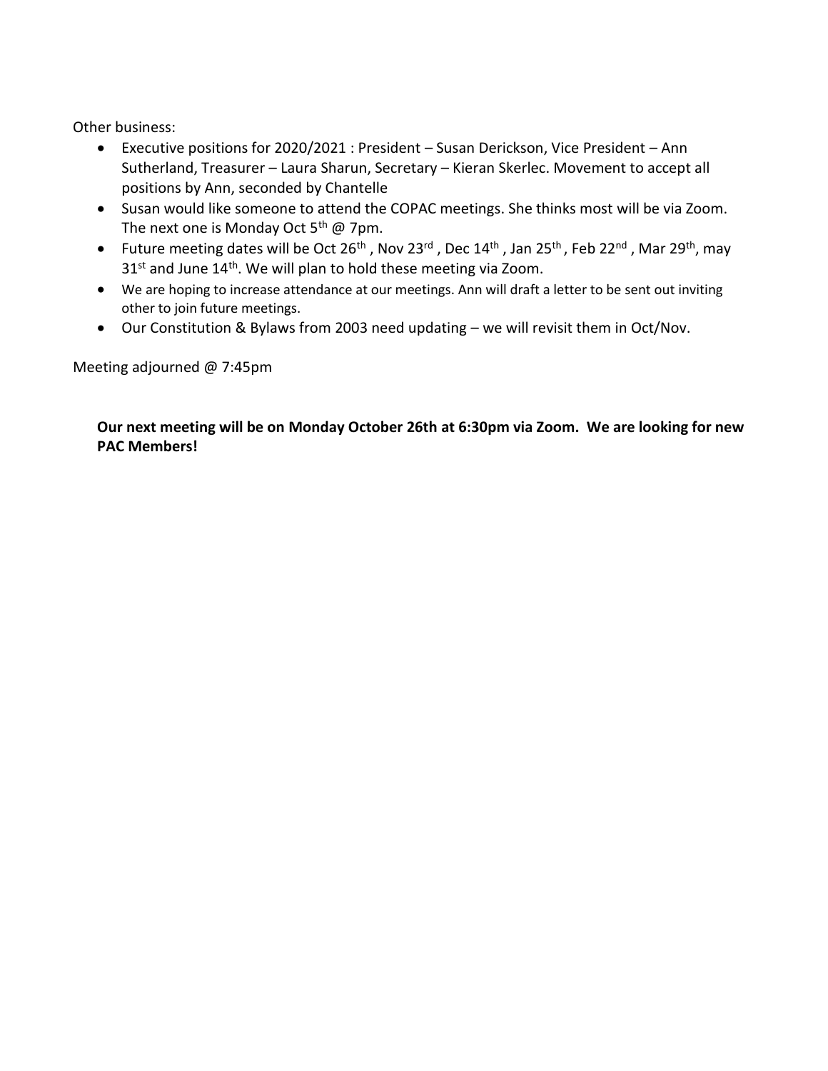Other business:

- Executive positions for 2020/2021 : President – Susan Derickson, Vice President – Ann Sutherland, Treasurer – Laura Sharun, Secretary – Kieran Skerlec. Movement to accept all positions by Ann, seconded by Chantelle
- Susan would like someone to attend the COPAC meetings. She thinks most will be via Zoom. The next one is Monday Oct 5th @ 7pm.
- Future meeting dates will be Oct 26th , Nov 23rd , Dec 14th , Jan 25th , Feb 22nd , Mar 29th, may 31st and June 14th. We will plan to hold these meeting via Zoom.
- We are hoping to increase attendance at our meetings. Ann will draft a letter to be sent out inviting other to join future meetings.
- Our Constitution & Bylaws from 2003 need updating – we will revisit them in Oct/Nov.

Meeting adjourned @ 7:45pm

**Our next meeting will be on Monday October 26th at 6:30pm via Zoom. We are looking for new PAC Members!**